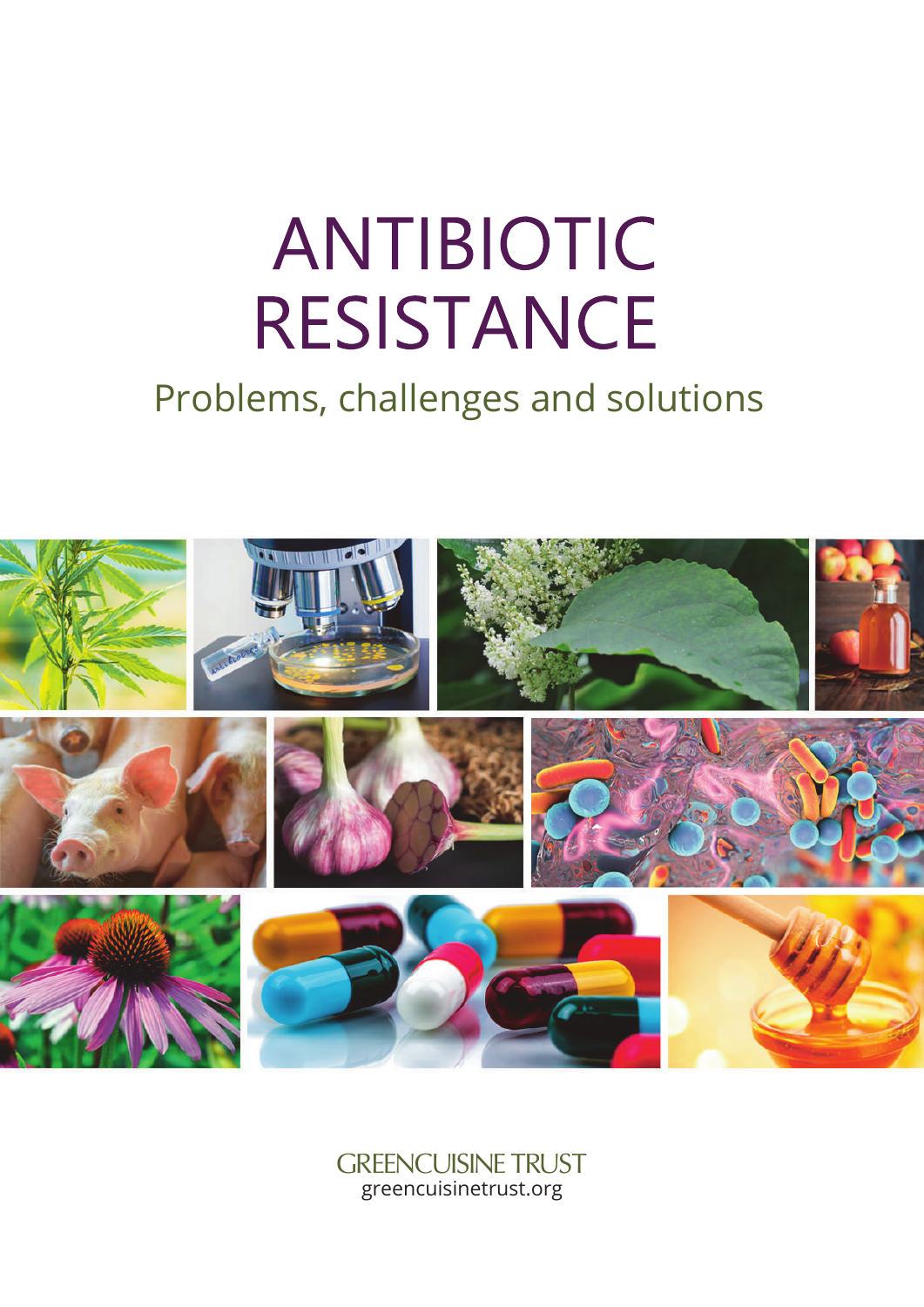# ANTIBIOTIC RESISTANCE

## Problems, challenges and solutions

GREENCUISINE TRUST
greencuisinetrust.org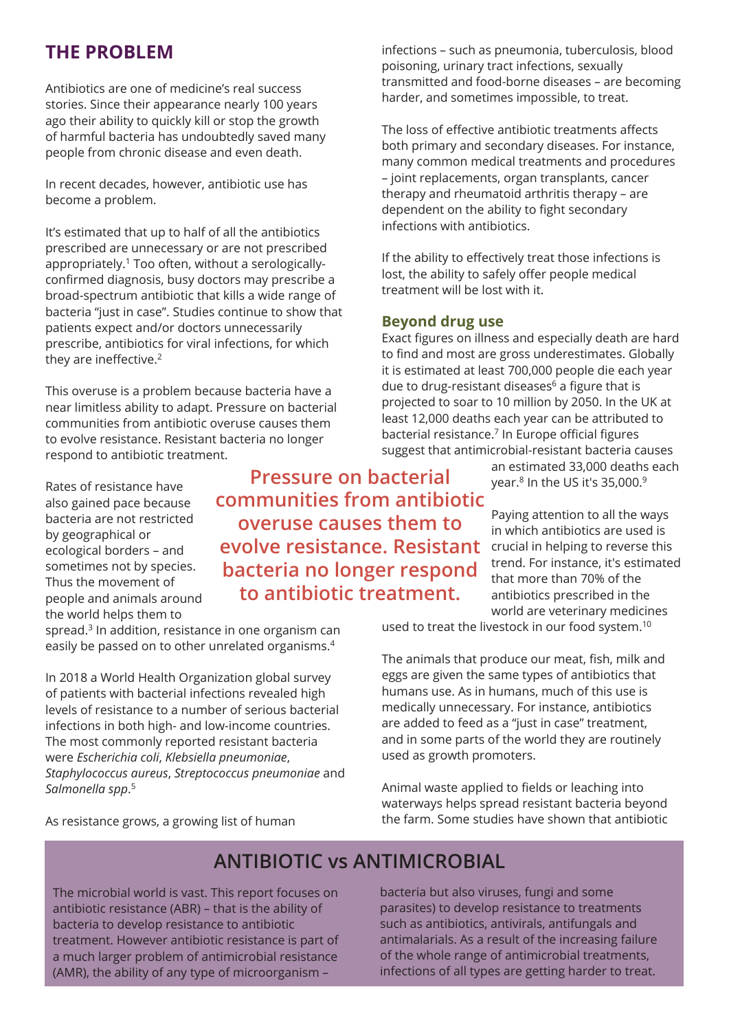## THE PROBLEM

Antibiotics are one of medicine's real success stories. Since their appearance nearly 100 years ago their ability to quickly kill or stop the growth of harmful bacteria has undoubtedly saved many people from chronic disease and even death.

In recent decades, however, antibiotic use has become a problem.

It's estimated that up to half of all the antibiotics prescribed are unnecessary or are not prescribed appropriately.[1] Too often, without a serologically-confirmed diagnosis, busy doctors may prescribe a broad-spectrum antibiotic that kills a wide range of bacteria "just in case". Studies continue to show that patients expect and/or doctors unnecessarily prescribe, antibiotics for viral infections, for which they are ineffective.[2]

This overuse is a problem because bacteria have a near limitless ability to adapt. Pressure on bacterial communities from antibiotic overuse causes them to evolve resistance. Resistant bacteria no longer respond to antibiotic treatment.

Rates of resistance have also gained pace because bacteria are not restricted by geographical or ecological borders – and sometimes not by species. Thus the movement of people and animals around the world helps them to spread.[3] In addition, resistance in one organism can easily be passed on to other unrelated organisms.[4]

> **Pressure on bacterial communities from antibiotic overuse causes them to evolve resistance. Resistant bacteria no longer respond to antibiotic treatment.**

In 2018 a World Health Organization global survey of patients with bacterial infections revealed high levels of resistance to a number of serious bacterial infections in both high- and low-income countries. The most commonly reported resistant bacteria were *Escherichia coli*, *Klebsiella pneumoniae*, *Staphylococcus aureus*, *Streptococcus pneumoniae* and *Salmonella spp*.[5]

As resistance grows, a growing list of human infections – such as pneumonia, tuberculosis, blood poisoning, urinary tract infections, sexually transmitted and food-borne diseases – are becoming harder, and sometimes impossible, to treat.

The loss of effective antibiotic treatments affects both primary and secondary diseases. For instance, many common medical treatments and procedures – joint replacements, organ transplants, cancer therapy and rheumatoid arthritis therapy – are dependent on the ability to fight secondary infections with antibiotics.

If the ability to effectively treat those infections is lost, the ability to safely offer people medical treatment will be lost with it.

### Beyond drug use

Exact figures on illness and especially death are hard to find and most are gross underestimates. Globally it is estimated at least 700,000 people die each year due to drug-resistant diseases[6] a figure that is projected to soar to 10 million by 2050. In the UK at least 12,000 deaths each year can be attributed to bacterial resistance.[7] In Europe official figures suggest that antimicrobial-resistant bacteria causes an estimated 33,000 deaths each year.[8] In the US it's 35,000.[9]

Paying attention to all the ways in which antibiotics are used is crucial in helping to reverse this trend. For instance, it's estimated that more than 70% of the antibiotics prescribed in the world are veterinary medicines used to treat the livestock in our food system.[10]

The animals that produce our meat, fish, milk and eggs are given the same types of antibiotics that humans use. As in humans, much of this use is medically unnecessary. For instance, antibiotics are added to feed as a "just in case" treatment, and in some parts of the world they are routinely used as growth promoters.

Animal waste applied to fields or leaching into waterways helps spread resistant bacteria beyond the farm. Some studies have shown that antibiotic

## ANTIBIOTIC vs ANTIMICROBIAL

The microbial world is vast. This report focuses on antibiotic resistance (ABR) – that is the ability of bacteria to develop resistance to antibiotic treatment. However antibiotic resistance is part of a much larger problem of antimicrobial resistance (AMR), the ability of any type of microorganism – bacteria but also viruses, fungi and some parasites) to develop resistance to treatments such as antibiotics, antivirals, antifungals and antimalarials. As a result of the increasing failure of the whole range of antimicrobial treatments, infections of all types are getting harder to treat.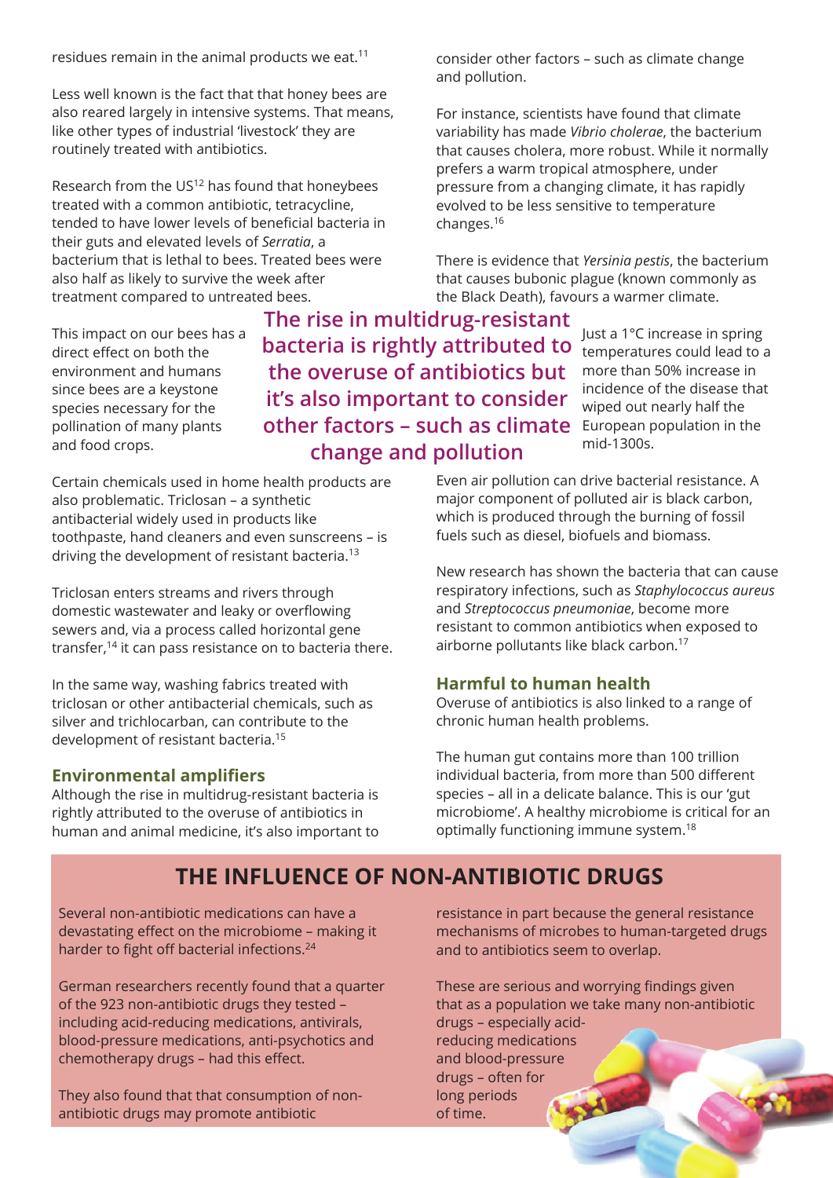residues remain in the animal products we eat.[11]

Less well known is the fact that that honey bees are also reared largely in intensive systems. That means, like other types of industrial 'livestock' they are routinely treated with antibiotics.

Research from the US[12] has found that honeybees treated with a common antibiotic, tetracycline, tended to have lower levels of beneficial bacteria in their guts and elevated levels of *Serratia*, a bacterium that is lethal to bees. Treated bees were also half as likely to survive the week after treatment compared to untreated bees.

This impact on our bees has a direct effect on both the environment and humans since bees are a keystone species necessary for the pollination of many plants and food crops.

Certain chemicals used in home health products are also problematic. Triclosan – a synthetic antibacterial widely used in products like toothpaste, hand cleaners and even sunscreens – is driving the development of resistant bacteria.[13]

Triclosan enters streams and rivers through domestic wastewater and leaky or overflowing sewers and, via a process called horizontal gene transfer,[14] it can pass resistance on to bacteria there.

In the same way, washing fabrics treated with triclosan or other antibacterial chemicals, such as silver and trichlocarban, can contribute to the development of resistant bacteria.[15]

## Environmental amplifiers

Although the rise in multidrug-resistant bacteria is rightly attributed to the overuse of antibiotics in human and animal medicine, it's also important to consider other factors – such as climate change and pollution.

For instance, scientists have found that climate variability has made *Vibrio cholerae*, the bacterium that causes cholera, more robust. While it normally prefers a warm tropical atmosphere, under pressure from a changing climate, it has rapidly evolved to be less sensitive to temperature changes.[16]

There is evidence that *Yersinia pestis*, the bacterium that causes bubonic plague (known commonly as the Black Death), favours a warmer climate.

**The rise in multidrug-resistant bacteria is rightly attributed to the overuse of antibiotics but it's also important to consider other factors – such as climate change and pollution**

Just a 1°C increase in spring temperatures could lead to a more than 50% increase in incidence of the disease that wiped out nearly half the European population in the mid-1300s.

Even air pollution can drive bacterial resistance. A major component of polluted air is black carbon, which is produced through the burning of fossil fuels such as diesel, biofuels and biomass.

New research has shown the bacteria that can cause respiratory infections, such as *Staphylococcus aureus* and *Streptococcus pneumoniae*, become more resistant to common antibiotics when exposed to airborne pollutants like black carbon.[17]

## Harmful to human health

Overuse of antibiotics is also linked to a range of chronic human health problems.

The human gut contains more than 100 trillion individual bacteria, from more than 500 different species – all in a delicate balance. This is our 'gut microbiome'. A healthy microbiome is critical for an optimally functioning immune system.[18]

## THE INFLUENCE OF NON-ANTIBIOTIC DRUGS

Several non-antibiotic medications can have a devastating effect on the microbiome – making it harder to fight off bacterial infections.[24]

German researchers recently found that a quarter of the 923 non-antibiotic drugs they tested – including acid-reducing medications, antivirals, blood-pressure medications, anti-psychotics and chemotherapy drugs – had this effect.

They also found that that consumption of non-antibiotic drugs may promote antibiotic resistance in part because the general resistance mechanisms of microbes to human-targeted drugs and to antibiotics seem to overlap.

These are serious and worrying findings given that as a population we take many non-antibiotic drugs – especially acid-reducing medications and blood-pressure drugs – often for long periods of time.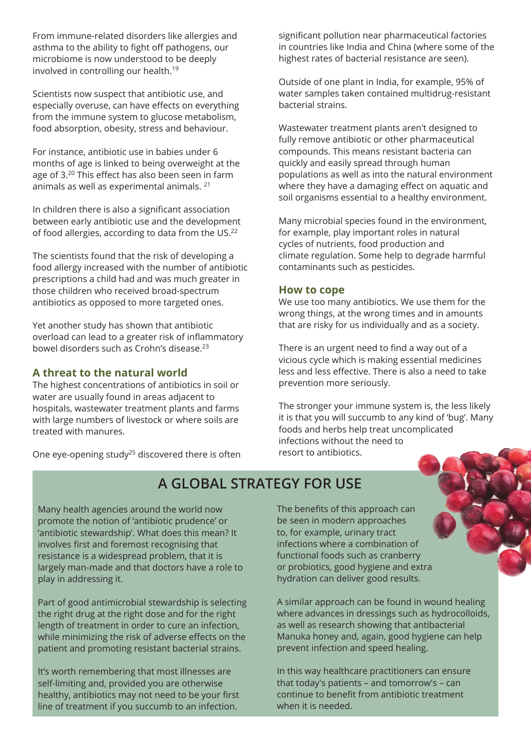From immune-related disorders like allergies and asthma to the ability to fight off pathogens, our microbiome is now understood to be deeply involved in controlling our health.[19]

Scientists now suspect that antibiotic use, and especially overuse, can have effects on everything from the immune system to glucose metabolism, food absorption, obesity, stress and behaviour.

For instance, antibiotic use in babies under 6 months of age is linked to being overweight at the age of 3.[20] This effect has also been seen in farm animals as well as experimental animals. [21]

In children there is also a significant association between early antibiotic use and the development of food allergies, according to data from the US.[22]

The scientists found that the risk of developing a food allergy increased with the number of antibiotic prescriptions a child had and was much greater in those children who received broad-spectrum antibiotics as opposed to more targeted ones.

Yet another study has shown that antibiotic overload can lead to a greater risk of inflammatory bowel disorders such as Crohn's disease.[23]

## A threat to the natural world

The highest concentrations of antibiotics in soil or water are usually found in areas adjacent to hospitals, wastewater treatment plants and farms with large numbers of livestock or where soils are treated with manures.

One eye-opening study[25] discovered there is often significant pollution near pharmaceutical factories in countries like India and China (where some of the highest rates of bacterial resistance are seen).

Outside of one plant in India, for example, 95% of water samples taken contained multidrug-resistant bacterial strains.

Wastewater treatment plants aren't designed to fully remove antibiotic or other pharmaceutical compounds. This means resistant bacteria can quickly and easily spread through human populations as well as into the natural environment where they have a damaging effect on aquatic and soil organisms essential to a healthy environment.

Many microbial species found in the environment, for example, play important roles in natural cycles of nutrients, food production and climate regulation. Some help to degrade harmful contaminants such as pesticides.

## How to cope

We use too many antibiotics. We use them for the wrong things, at the wrong times and in amounts that are risky for us individually and as a society.

There is an urgent need to find a way out of a vicious cycle which is making essential medicines less and less effective. There is also a need to take prevention more seriously.

The stronger your immune system is, the less likely it is that you will succumb to any kind of 'bug'. Many foods and herbs help treat uncomplicated infections without the need to resort to antibiotics.

## A GLOBAL STRATEGY FOR USE

Many health agencies around the world now promote the notion of 'antibiotic prudence' or 'antibiotic stewardship'. What does this mean? It involves first and foremost recognising that resistance is a widespread problem, that it is largely man-made and that doctors have a role to play in addressing it.

Part of good antimicrobial stewardship is selecting the right drug at the right dose and for the right length of treatment in order to cure an infection, while minimizing the risk of adverse effects on the patient and promoting resistant bacterial strains.

It's worth remembering that most illnesses are self-limiting and, provided you are otherwise healthy, antibiotics may not need to be your first line of treatment if you succumb to an infection.

The benefits of this approach can be seen in modern approaches to, for example, urinary tract infections where a combination of functional foods such as cranberry or probiotics, good hygiene and extra hydration can deliver good results.

A similar approach can be found in wound healing where advances in dressings such as hydrocolloids, as well as research showing that antibacterial Manuka honey and, again, good hygiene can help prevent infection and speed healing.

In this way healthcare practitioners can ensure that today's patients – and tomorrow's – can continue to benefit from antibiotic treatment when it is needed.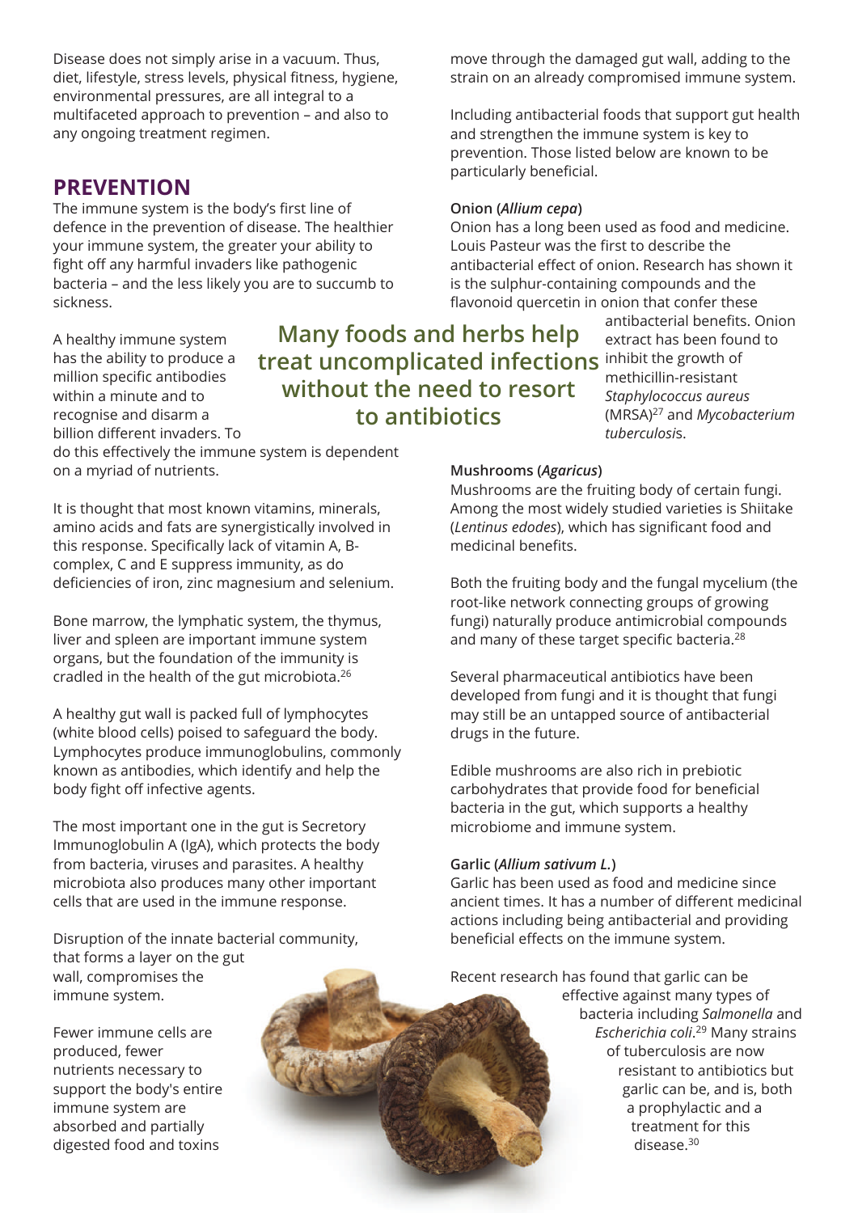Disease does not simply arise in a vacuum. Thus, diet, lifestyle, stress levels, physical fitness, hygiene, environmental pressures, are all integral to a multifaceted approach to prevention – and also to any ongoing treatment regimen.

## PREVENTION

The immune system is the body's first line of defence in the prevention of disease. The healthier your immune system, the greater your ability to fight off any harmful invaders like pathogenic bacteria – and the less likely you are to succumb to sickness.

A healthy immune system has the ability to produce a million specific antibodies within a minute and to recognise and disarm a billion different invaders. To do this effectively the immune system is dependent on a myriad of nutrients.

**Many foods and herbs help treat uncomplicated infections without the need to resort to antibiotics**

It is thought that most known vitamins, minerals, amino acids and fats are synergistically involved in this response. Specifically lack of vitamin A, B-complex, C and E suppress immunity, as do deficiencies of iron, zinc magnesium and selenium.

Bone marrow, the lymphatic system, the thymus, liver and spleen are important immune system organs, but the foundation of the immunity is cradled in the health of the gut microbiota.[26]

A healthy gut wall is packed full of lymphocytes (white blood cells) poised to safeguard the body. Lymphocytes produce immunoglobulins, commonly known as antibodies, which identify and help the body fight off infective agents.

The most important one in the gut is Secretory Immunoglobulin A (IgA), which protects the body from bacteria, viruses and parasites. A healthy microbiota also produces many other important cells that are used in the immune response.

Disruption of the innate bacterial community, that forms a layer on the gut wall, compromises the immune system.

Fewer immune cells are produced, fewer nutrients necessary to support the body's entire immune system are absorbed and partially digested food and toxins move through the damaged gut wall, adding to the strain on an already compromised immune system.

Including antibacterial foods that support gut health and strengthen the immune system is key to prevention. Those listed below are known to be particularly beneficial.

**Onion (*Allium cepa*)**

Onion has a long been used as food and medicine. Louis Pasteur was the first to describe the antibacterial effect of onion. Research has shown it is the sulphur-containing compounds and the flavonoid quercetin in onion that confer these antibacterial benefits. Onion extract has been found to inhibit the growth of methicillin-resistant *Staphylococcus aureus* (MRSA)[27] and *Mycobacterium tuberculosis*.

**Mushrooms (*Agaricus*)**

Mushrooms are the fruiting body of certain fungi. Among the most widely studied varieties is Shiitake (*Lentinus edodes*), which has significant food and medicinal benefits.

Both the fruiting body and the fungal mycelium (the root-like network connecting groups of growing fungi) naturally produce antimicrobial compounds and many of these target specific bacteria.[28]

Several pharmaceutical antibiotics have been developed from fungi and it is thought that fungi may still be an untapped source of antibacterial drugs in the future.

Edible mushrooms are also rich in prebiotic carbohydrates that provide food for beneficial bacteria in the gut, which supports a healthy microbiome and immune system.

**Garlic (*Allium sativum L.*)**

Garlic has been used as food and medicine since ancient times. It has a number of different medicinal actions including being antibacterial and providing beneficial effects on the immune system.

Recent research has found that garlic can be effective against many types of bacteria including *Salmonella* and *Escherichia coli*.[29] Many strains of tuberculosis are now resistant to antibiotics but garlic can be, and is, both a prophylactic and a treatment for this disease.[30]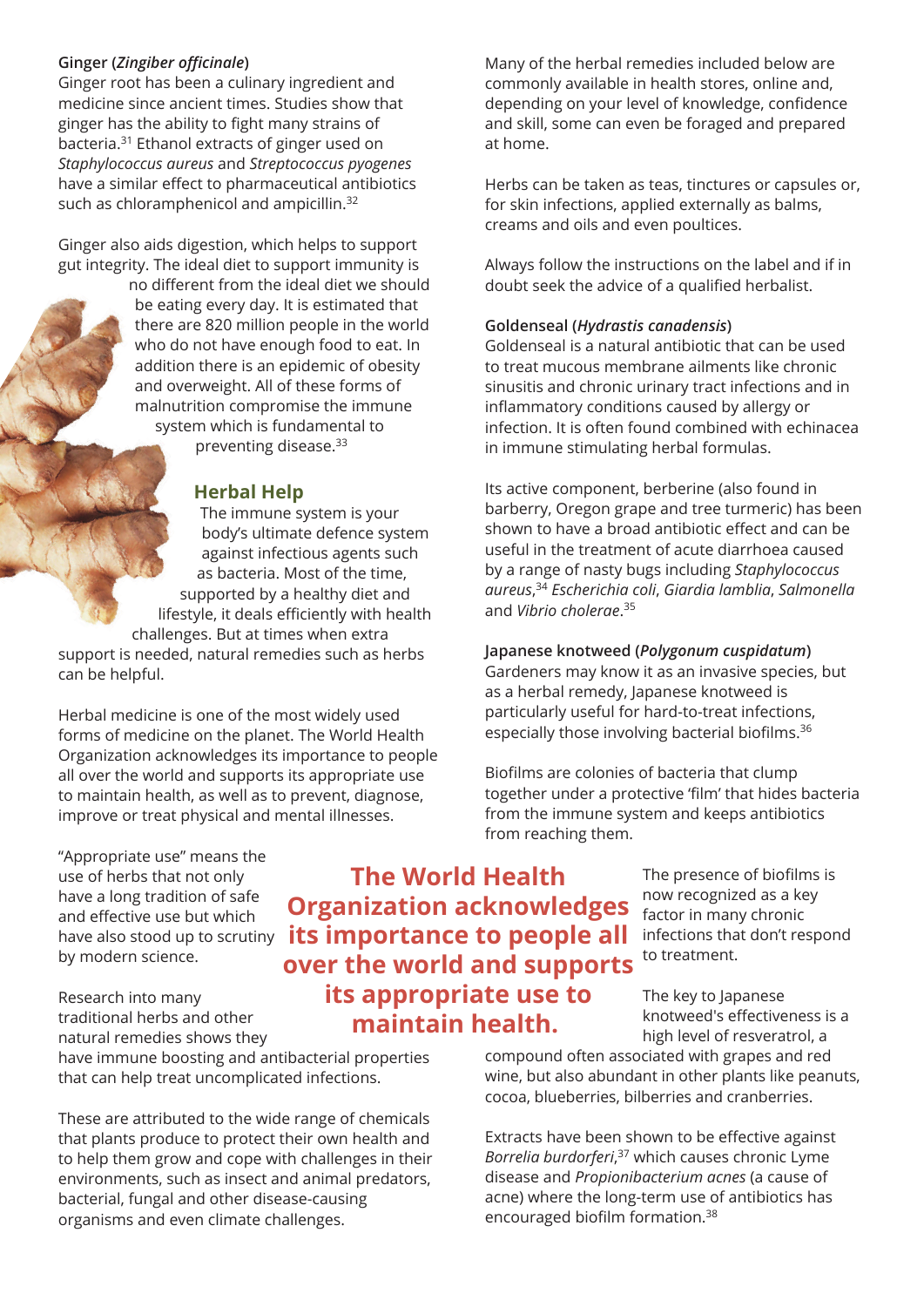**Ginger (*Zingiber officinale*)**
Ginger root has been a culinary ingredient and medicine since ancient times. Studies show that ginger has the ability to fight many strains of bacteria.[31] Ethanol extracts of ginger used on *Staphylococcus aureus* and *Streptococcus pyogenes* have a similar effect to pharmaceutical antibiotics such as chloramphenicol and ampicillin.[32]

Ginger also aids digestion, which helps to support gut integrity. The ideal diet to support immunity is no different from the ideal diet we should be eating every day. It is estimated that there are 820 million people in the world who do not have enough food to eat. In addition there is an epidemic of obesity and overweight. All of these forms of malnutrition compromise the immune system which is fundamental to preventing disease.[33]

## Herbal Help

The immune system is your body's ultimate defence system against infectious agents such as bacteria. Most of the time, supported by a healthy diet and lifestyle, it deals efficiently with health challenges. But at times when extra support is needed, natural remedies such as herbs can be helpful.

Herbal medicine is one of the most widely used forms of medicine on the planet. The World Health Organization acknowledges its importance to people all over the world and supports its appropriate use to maintain health, as well as to prevent, diagnose, improve or treat physical and mental illnesses.

"Appropriate use" means the use of herbs that not only have a long tradition of safe and effective use but which have also stood up to scrutiny by modern science.

Research into many traditional herbs and other natural remedies shows they have immune boosting and antibacterial properties that can help treat uncomplicated infections.

These are attributed to the wide range of chemicals that plants produce to protect their own health and to help them grow and cope with challenges in their environments, such as insect and animal predators, bacterial, fungal and other disease-causing organisms and even climate challenges.

**The World Health Organization acknowledges its importance to people all over the world and supports its appropriate use to maintain health.**

Many of the herbal remedies included below are commonly available in health stores, online and, depending on your level of knowledge, confidence and skill, some can even be foraged and prepared at home.

Herbs can be taken as teas, tinctures or capsules or, for skin infections, applied externally as balms, creams and oils and even poultices.

Always follow the instructions on the label and if in doubt seek the advice of a qualified herbalist.

**Goldenseal (*Hydrastis canadensis*)**
Goldenseal is a natural antibiotic that can be used to treat mucous membrane ailments like chronic sinusitis and chronic urinary tract infections and in inflammatory conditions caused by allergy or infection. It is often found combined with echinacea in immune stimulating herbal formulas.

Its active component, berberine (also found in barberry, Oregon grape and tree turmeric) has been shown to have a broad antibiotic effect and can be useful in the treatment of acute diarrhoea caused by a range of nasty bugs including *Staphylococcus aureus*,[34] *Escherichia coli*, *Giardia lamblia*, *Salmonella* and *Vibrio cholerae*.[35]

**Japanese knotweed (*Polygonum cuspidatum*)**
Gardeners may know it as an invasive species, but as a herbal remedy, Japanese knotweed is particularly useful for hard-to-treat infections, especially those involving bacterial biofilms.[36]

Biofilms are colonies of bacteria that clump together under a protective 'film' that hides bacteria from the immune system and keeps antibiotics from reaching them.

The presence of biofilms is now recognized as a key factor in many chronic infections that don't respond to treatment.

The key to Japanese knotweed's effectiveness is a high level of resveratrol, a compound often associated with grapes and red wine, but also abundant in other plants like peanuts, cocoa, blueberries, bilberries and cranberries.

Extracts have been shown to be effective against *Borrelia burdorferi*,[37] which causes chronic Lyme disease and *Propionibacterium acnes* (a cause of acne) where the long-term use of antibiotics has encouraged biofilm formation.[38]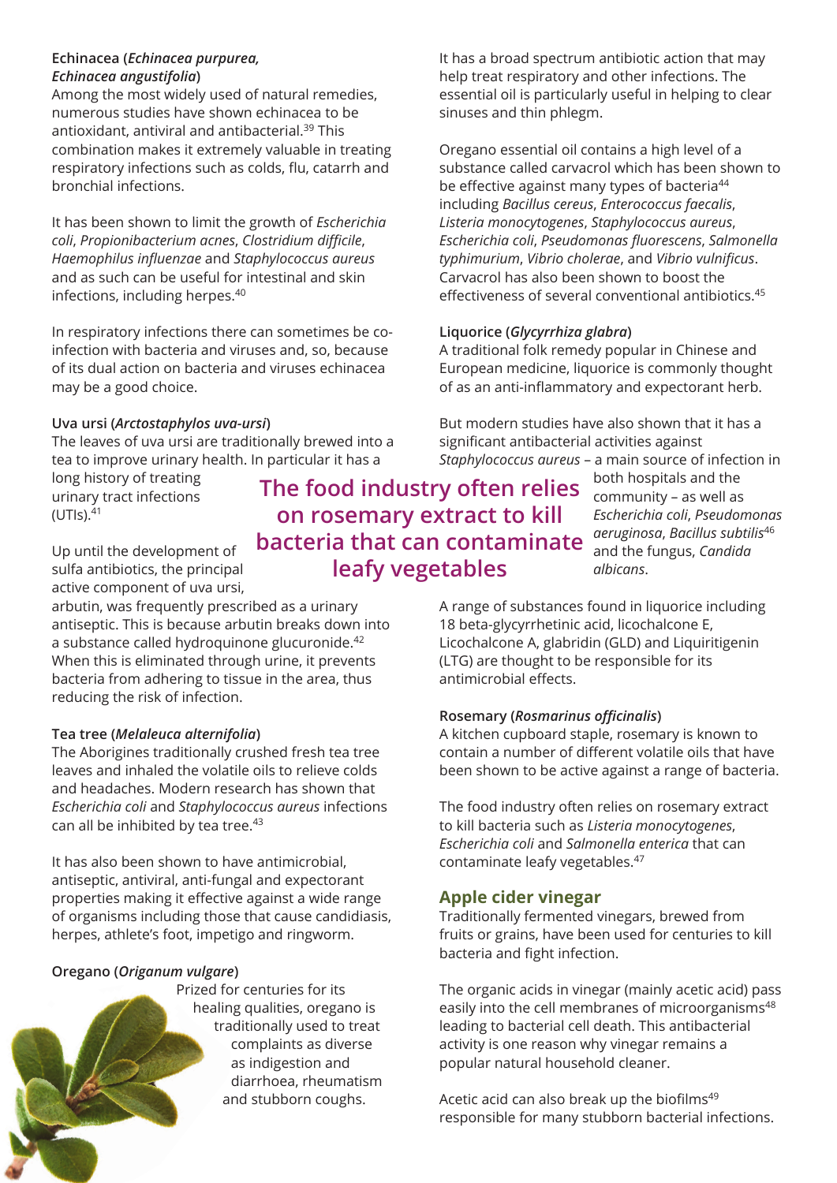**Echinacea (*Echinacea purpurea, Echinacea angustifolia*)**
Among the most widely used of natural remedies, numerous studies have shown echinacea to be antioxidant, antiviral and antibacterial.[39] This combination makes it extremely valuable in treating respiratory infections such as colds, flu, catarrh and bronchial infections.

It has been shown to limit the growth of *Escherichia coli*, *Propionibacterium acnes*, *Clostridium difficile*, *Haemophilus influenzae* and *Staphylococcus aureus* and as such can be useful for intestinal and skin infections, including herpes.[40]

In respiratory infections there can sometimes be co-infection with bacteria and viruses and, so, because of its dual action on bacteria and viruses echinacea may be a good choice.

**Uva ursi (*Arctostaphylos uva-ursi*)**
The leaves of uva ursi are traditionally brewed into a tea to improve urinary health. In particular it has a long history of treating urinary tract infections (UTIs).[41]

Up until the development of sulfa antibiotics, the principal active component of uva ursi, arbutin, was frequently prescribed as a urinary antiseptic. This is because arbutin breaks down into a substance called hydroquinone glucuronide.[42] When this is eliminated through urine, it prevents bacteria from adhering to tissue in the area, thus reducing the risk of infection.

**Tea tree (*Melaleuca alternifolia*)**
The Aborigines traditionally crushed fresh tea tree leaves and inhaled the volatile oils to relieve colds and headaches. Modern research has shown that *Escherichia coli* and *Staphylococcus aureus* infections can all be inhibited by tea tree.[43]

It has also been shown to have antimicrobial, antiseptic, antiviral, anti-fungal and expectorant properties making it effective against a wide range of organisms including those that cause candidiasis, herpes, athlete's foot, impetigo and ringworm.

**Oregano (*Origanum vulgare*)**
Prized for centuries for its healing qualities, oregano is traditionally used to treat complaints as diverse as indigestion and diarrhoea, rheumatism and stubborn coughs.

It has a broad spectrum antibiotic action that may help treat respiratory and other infections. The essential oil is particularly useful in helping to clear sinuses and thin phlegm.

Oregano essential oil contains a high level of a substance called carvacrol which has been shown to be effective against many types of bacteria[44] including *Bacillus cereus*, *Enterococcus faecalis*, *Listeria monocytogenes*, *Staphylococcus aureus*, *Escherichia coli*, *Pseudomonas fluorescens*, *Salmonella typhimurium*, *Vibrio cholerae*, and *Vibrio vulnificus*. Carvacrol has also been shown to boost the effectiveness of several conventional antibiotics.[45]

**Liquorice (*Glycyrrhiza glabra*)**
A traditional folk remedy popular in Chinese and European medicine, liquorice is commonly thought of as an anti-inflammatory and expectorant herb.

But modern studies have also shown that it has a significant antibacterial activities against *Staphylococcus aureus* – a main source of infection in both hospitals and the community – as well as *Escherichia coli*, *Pseudomonas aeruginosa*, *Bacillus subtilis*[46] and the fungus, *Candida albicans*.

A range of substances found in liquorice including 18 beta-glycyrrhetinic acid, licochalcone E, Licochalcone A, glabridin (GLD) and Liquiritigenin (LTG) are thought to be responsible for its antimicrobial effects.

> **The food industry often relies on rosemary extract to kill bacteria that can contaminate leafy vegetables**

**Rosemary (*Rosmarinus officinalis*)**
A kitchen cupboard staple, rosemary is known to contain a number of different volatile oils that have been shown to be active against a range of bacteria.

The food industry often relies on rosemary extract to kill bacteria such as *Listeria monocytogenes*, *Escherichia coli* and *Salmonella enterica* that can contaminate leafy vegetables.[47]

## Apple cider vinegar

Traditionally fermented vinegars, brewed from fruits or grains, have been used for centuries to kill bacteria and fight infection.

The organic acids in vinegar (mainly acetic acid) pass easily into the cell membranes of microorganisms[48] leading to bacterial cell death. This antibacterial activity is one reason why vinegar remains a popular natural household cleaner.

Acetic acid can also break up the biofilms[49] responsible for many stubborn bacterial infections.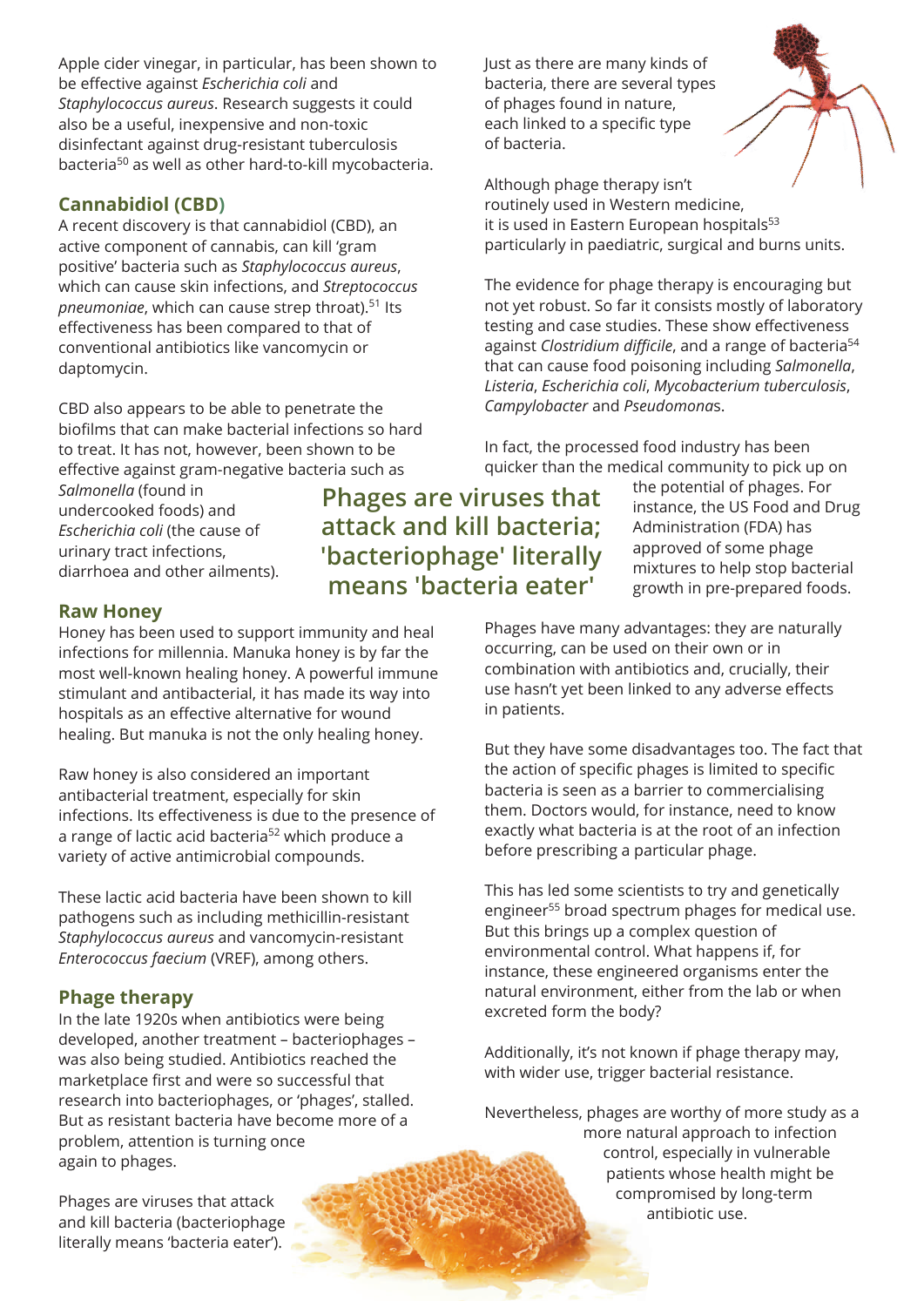Apple cider vinegar, in particular, has been shown to be effective against *Escherichia coli* and *Staphylococcus aureus*. Research suggests it could also be a useful, inexpensive and non-toxic disinfectant against drug-resistant tuberculosis bacteria[50] as well as other hard-to-kill mycobacteria.

## Cannabidiol (CBD)

A recent discovery is that cannabidiol (CBD), an active component of cannabis, can kill 'gram positive' bacteria such as *Staphylococcus aureus*, which can cause skin infections, and *Streptococcus pneumoniae*, which can cause strep throat).[51] Its effectiveness has been compared to that of conventional antibiotics like vancomycin or daptomycin.

CBD also appears to be able to penetrate the biofilms that can make bacterial infections so hard to treat. It has not, however, been shown to be effective against gram-negative bacteria such as *Salmonella* (found in undercooked foods) and *Escherichia coli* (the cause of urinary tract infections, diarrhoea and other ailments).

## Raw Honey

Honey has been used to support immunity and heal infections for millennia. Manuka honey is by far the most well-known healing honey. A powerful immune stimulant and antibacterial, it has made its way into hospitals as an effective alternative for wound healing. But manuka is not the only healing honey.

Raw honey is also considered an important antibacterial treatment, especially for skin infections. Its effectiveness is due to the presence of a range of lactic acid bacteria[52] which produce a variety of active antimicrobial compounds.

These lactic acid bacteria have been shown to kill pathogens such as including methicillin-resistant *Staphylococcus aureus* and vancomycin-resistant *Enterococcus faecium* (VREF), among others.

## Phage therapy

In the late 1920s when antibiotics were being developed, another treatment – bacteriophages – was also being studied. Antibiotics reached the marketplace first and were so successful that research into bacteriophages, or 'phages', stalled. But as resistant bacteria have become more of a problem, attention is turning once again to phages.

Phages are viruses that attack and kill bacteria (bacteriophage literally means 'bacteria eater').

**Phages are viruses that attack and kill bacteria; 'bacteriophage' literally means 'bacteria eater'**

Just as there are many kinds of bacteria, there are several types of phages found in nature, each linked to a specific type of bacteria.

Although phage therapy isn't routinely used in Western medicine, it is used in Eastern European hospitals[53] particularly in paediatric, surgical and burns units.

The evidence for phage therapy is encouraging but not yet robust. So far it consists mostly of laboratory testing and case studies. These show effectiveness against *Clostridium difficile*, and a range of bacteria[54] that can cause food poisoning including *Salmonella*, *Listeria*, *Escherichia coli*, *Mycobacterium tuberculosis*, *Campylobacter* and *Pseudomona*s.

In fact, the processed food industry has been quicker than the medical community to pick up on the potential of phages. For instance, the US Food and Drug Administration (FDA) has approved of some phage mixtures to help stop bacterial growth in pre-prepared foods.

Phages have many advantages: they are naturally occurring, can be used on their own or in combination with antibiotics and, crucially, their use hasn't yet been linked to any adverse effects in patients.

But they have some disadvantages too. The fact that the action of specific phages is limited to specific bacteria is seen as a barrier to commercialising them. Doctors would, for instance, need to know exactly what bacteria is at the root of an infection before prescribing a particular phage.

This has led some scientists to try and genetically engineer[55] broad spectrum phages for medical use. But this brings up a complex question of environmental control. What happens if, for instance, these engineered organisms enter the natural environment, either from the lab or when excreted form the body?

Additionally, it's not known if phage therapy may, with wider use, trigger bacterial resistance.

Nevertheless, phages are worthy of more study as a more natural approach to infection control, especially in vulnerable patients whose health might be compromised by long-term antibiotic use.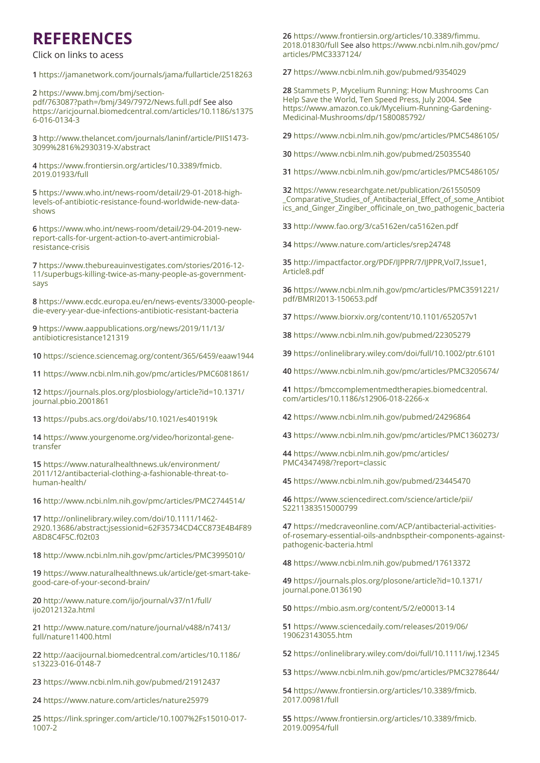# REFERENCES

Click on links to acess

**1** https://jamanetwork.com/journals/jama/fullarticle/2518263

**2** https://www.bmj.com/bmj/section-pdf/763087?path=/bmj/349/7972/News.full.pdf See also https://aricjournal.biomedcentral.com/articles/10.1186/s13756-016-0134-3

**3** http://www.thelancet.com/journals/laninf/article/PIIS1473-3099%2816%2930319-X/abstract

**4** https://www.frontiersin.org/articles/10.3389/fmicb.2019.01933/full

**5** https://www.who.int/news-room/detail/29-01-2018-high-levels-of-antibiotic-resistance-found-worldwide-new-data-shows

**6** https://www.who.int/news-room/detail/29-04-2019-new-report-calls-for-urgent-action-to-avert-antimicrobial-resistance-crisis

**7** https://www.thebureauinvestigates.com/stories/2016-12-11/superbugs-killing-twice-as-many-people-as-government-says

**8** https://www.ecdc.europa.eu/en/news-events/33000-people-die-every-year-due-infections-antibiotic-resistant-bacteria

**9** https://www.aappublications.org/news/2019/11/13/antibioticresistance121319

**10** https://science.sciencemag.org/content/365/6459/eaaw1944

**11** https://www.ncbi.nlm.nih.gov/pmc/articles/PMC6081861/

**12** https://journals.plos.org/plosbiology/article?id=10.1371/journal.pbio.2001861

**13** https://pubs.acs.org/doi/abs/10.1021/es401919k

**14** https://www.yourgenome.org/video/horizontal-gene-transfer

**15** https://www.naturalhealthnews.uk/environment/2011/12/antibacterial-clothing-a-fashionable-threat-to-human-health/

**16** http://www.ncbi.nlm.nih.gov/pmc/articles/PMC2744514/

**17** http://onlinelibrary.wiley.com/doi/10.1111/1462-2920.13686/abstract;jsessionid=62F35734CD4CC873E4B4F89A8D8C4F5C.f02t03

**18** http://www.ncbi.nlm.nih.gov/pmc/articles/PMC3995010/

**19** https://www.naturalhealthnews.uk/article/get-smart-take-good-care-of-your-second-brain/

**20** http://www.nature.com/ijo/journal/v37/n1/full/ijo2012132a.html

**21** http://www.nature.com/nature/journal/v488/n7413/full/nature11400.html

**22** http://aacijournal.biomedcentral.com/articles/10.1186/s13223-016-0148-7

**23** https://www.ncbi.nlm.nih.gov/pubmed/21912437

**24** https://www.nature.com/articles/nature25979

**25** https://link.springer.com/article/10.1007%2Fs15010-017-1007-2

**26** https://www.frontiersin.org/articles/10.3389/fimmu.2018.01830/full See also https://www.ncbi.nlm.nih.gov/pmc/articles/PMC3337124/

**27** https://www.ncbi.nlm.nih.gov/pubmed/9354029

**28** Stammets P, Mycelium Running: How Mushrooms Can Help Save the World, Ten Speed Press, July 2004. See https://www.amazon.co.uk/Mycelium-Running-Gardening-Medicinal-Mushrooms/dp/1580085792/

**29** https://www.ncbi.nlm.nih.gov/pmc/articles/PMC5486105/

**30** https://www.ncbi.nlm.nih.gov/pubmed/25035540

**31** https://www.ncbi.nlm.nih.gov/pmc/articles/PMC5486105/

**32** https://www.researchgate.net/publication/261550509_Comparative_Studies_of_Antibacterial_Effect_of_some_Antibiotics_and_Ginger_Zingiber_officinale_on_two_pathogenic_bacteria

**33** http://www.fao.org/3/ca5162en/ca5162en.pdf

**34** https://www.nature.com/articles/srep24748

**35** http://impactfactor.org/PDF/IJPPR/7/IJPPR,Vol7,Issue1,Article8.pdf

**36** https://www.ncbi.nlm.nih.gov/pmc/articles/PMC3591221/pdf/BMRI2013-150653.pdf

**37** https://www.biorxiv.org/content/10.1101/652057v1

**38** https://www.ncbi.nlm.nih.gov/pubmed/22305279

**39** https://onlinelibrary.wiley.com/doi/full/10.1002/ptr.6101

**40** https://www.ncbi.nlm.nih.gov/pmc/articles/PMC3205674/

**41** https://bmccomplementmedtherapies.biomedcentral.com/articles/10.1186/s12906-018-2266-x

**42** https://www.ncbi.nlm.nih.gov/pubmed/24296864

**43** https://www.ncbi.nlm.nih.gov/pmc/articles/PMC1360273/

**44** https://www.ncbi.nlm.nih.gov/pmc/articles/PMC4347498/?report=classic

**45** https://www.ncbi.nlm.nih.gov/pubmed/23445470

**46** https://www.sciencedirect.com/science/article/pii/S2211383515000799

**47** https://medcraveonline.com/ACP/antibacterial-activities-of-rosemary-essential-oils-andnbsptheir-components-against-pathogenic-bacteria.html

**48** https://www.ncbi.nlm.nih.gov/pubmed/17613372

**49** https://journals.plos.org/plosone/article?id=10.1371/journal.pone.0136190

**50** https://mbio.asm.org/content/5/2/e00013-14

**51** https://www.sciencedaily.com/releases/2019/06/190623143055.htm

**52** https://onlinelibrary.wiley.com/doi/full/10.1111/iwj.12345

**53** https://www.ncbi.nlm.nih.gov/pmc/articles/PMC3278644/

**54** https://www.frontiersin.org/articles/10.3389/fmicb.2017.00981/full

**55** https://www.frontiersin.org/articles/10.3389/fmicb.2019.00954/full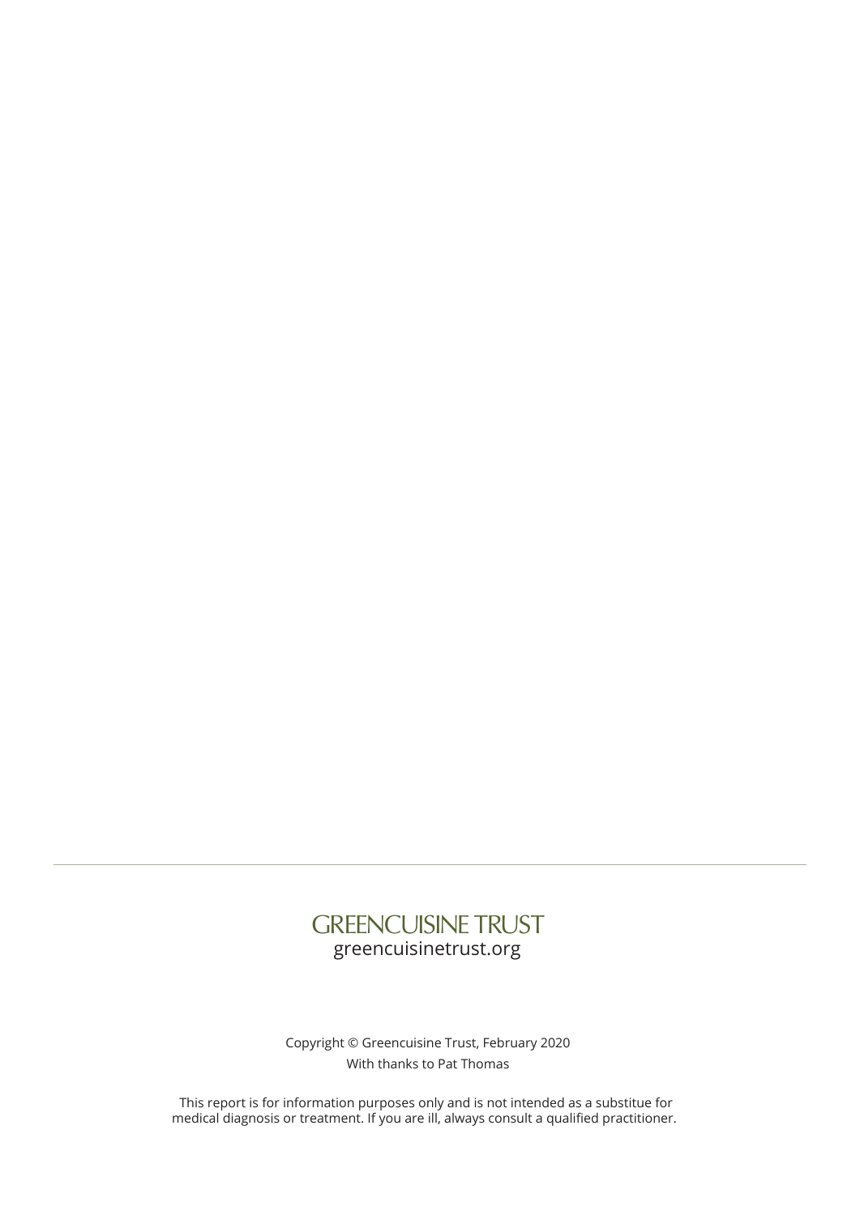---

GREENCUISINE TRUST
greencuisinetrust.org

Copyright © Greencuisine Trust, February 2020
With thanks to Pat Thomas

This report is for information purposes only and is not intended as a substitue for medical diagnosis or treatment. If you are ill, always consult a qualified practitioner.